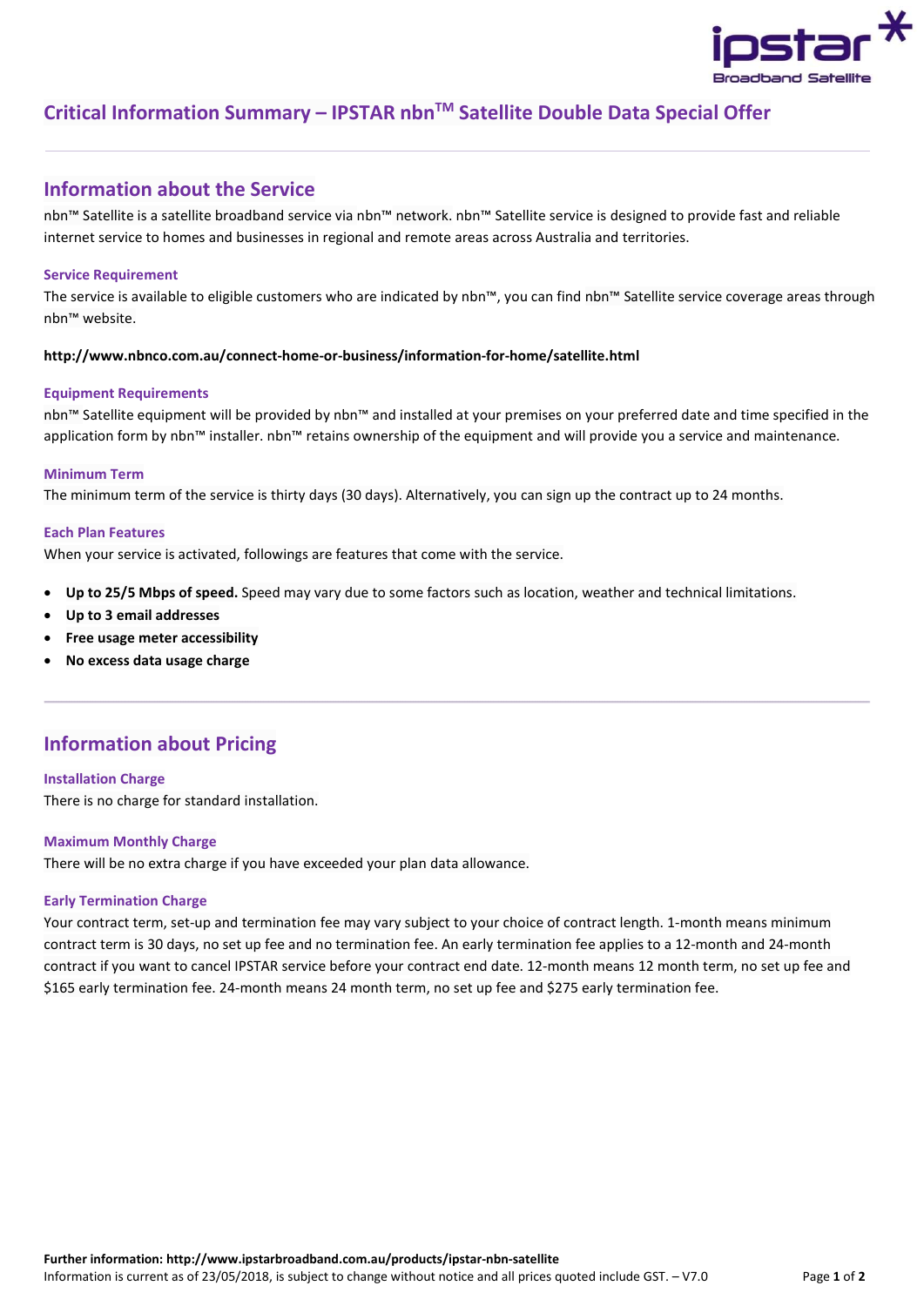# Critical Information Summary – IPSTAR nbn™ Satellite Double Data Special Offer

## Information about the Service

nbn™ Satellite is a satellite broadband service via nbn™ network. nbn™ Satellite service is designed to provide fast and reliable internet service to homes and businesses in regional and remote areas across Australia and territories.

### Service Requirement

The service is available to eligible customers who are indicated by nbn™, you can find nbn™ Satellite service coverage areas through nbn™ website.

**http://www.nbnco.com.au/connect-home-or-business/information-for-home/satellite.html**

### Equipment Requirements

nbn™ Satellite equipment will be provided by nbn™ and installed at your premises on your preferred date and time specified in the application form by nbn™ installer. nbn™ retains ownership of the equipment and will provide you a service and maintenance.

### Minimum Term

The minimum term of the service is thirty days (30 days). Alternatively, you can sign up the contract up to 24 months.

### Each Plan Features

When your service is activated, followings are features that come with the service.

- **Up to 25/5 Mbps of speed.** Speed may vary due to some factors such as location, weather and technical limitations.
- **Up to 3 email addresses**
- **Free usage meter accessibility**
- **No excess data usage charge**

## Information about Pricing

### Installation Charge

There is no charge for standard installation.

### Maximum Monthly Charge

There will be no extra charge if you have exceeded your plan data allowance.

### Early Termination Charge

Your contract term, set-up and termination fee may vary subject to your choice of contract length. 1-month means minimum contract term is 30 days, no set up fee and no termination fee. An early termination fee applies to a 12-month and 24-month contract if you want to cancel IPSTAR service before your contract end date. 12-month means 12 month term, no set up fee and $165 early termination fee. 24-month means 24 month term, no set up fee and $275 early termination fee.

**Further information: http://www.ipstarbroadband.com.au/products/ipstar-nbn-satellite**

Information is current as of 23/05/2018, is subject to change without notice and all prices quoted include GST. – V7.0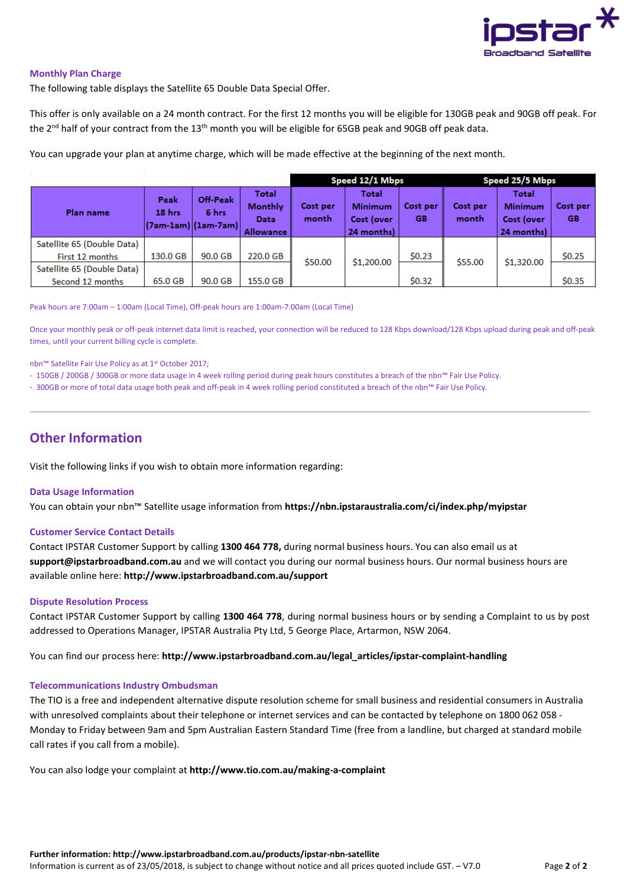### Monthly Plan Charge

The following table displays the Satellite 65 Double Data Special Offer.

This offer is only available on a 24 month contract. For the first 12 months you will be eligible for 130GB peak and 90GB off peak. For the 2nd half of your contract from the 13th month you will be eligible for 65GB peak and 90GB off peak data.

You can upgrade your plan at anytime charge, which will be made effective at the beginning of the next month.

| | | | | Speed 12/1 Mbps | | | Speed 25/5 Mbps | | |
|---|---|---|---|---|---|---|---|---|---|
| Plan name | Peak 18 hrs (7am-1am) | Off-Peak 6 hrs (1am-7am) | Total Monthly Data Allowance | Cost per month | Total Minimum Cost (over 24 months) | Cost per GB | Cost per month | Total Minimum Cost (over 24 months) | Cost per GB |
| Satellite 65 (Double Data) First 12 months | 130.0 GB | 90.0 GB | 220.0 GB | $50.00 | $1,200.00 | $0.23 | $55.00 | $1,320.00 | $0.25 |
| Satellite 65 (Double Data) Second 12 months | 65.0 GB | 90.0 GB | 155.0 GB | | | $0.32 | | | $0.35 |

Peak hours are 7:00am – 1:00am (Local Time), Off-peak hours are 1:00am-7:00am (Local Time)

Once your monthly peak or off-peak internet data limit is reached, your connection will be reduced to 128 Kbps download/128 Kbps upload during peak and off-peak times, until your current billing cycle is complete.

nbn™ Satellite Fair Use Policy as at 1st October 2017;

- 150GB / 200GB / 300GB or more data usage in 4 week rolling period during peak hours constitutes a breach of the nbn™ Fair Use Policy.
- 300GB or more of total data usage both peak and off-peak in 4 week rolling period constituted a breach of the nbn™ Fair Use Policy.

## Other Information

Visit the following links if you wish to obtain more information regarding:

### Data Usage Information

You can obtain your nbn™ Satellite usage information from **https://nbn.ipstaraustralia.com/ci/index.php/myipstar**

### Customer Service Contact Details

Contact IPSTAR Customer Support by calling **1300 464 778,** during normal business hours. You can also email us at **support@ipstarbroadband.com.au** and we will contact you during our normal business hours. Our normal business hours are available online here: **http://www.ipstarbroadband.com.au/support**

### Dispute Resolution Process

Contact IPSTAR Customer Support by calling **1300 464 778**, during normal business hours or by sending a Complaint to us by post addressed to Operations Manager, IPSTAR Australia Pty Ltd, 5 George Place, Artarmon, NSW 2064.

You can find our process here: **http://www.ipstarbroadband.com.au/legal_articles/ipstar-complaint-handling**

### Telecommunications Industry Ombudsman

The TIO is a free and independent alternative dispute resolution scheme for small business and residential consumers in Australia with unresolved complaints about their telephone or internet services and can be contacted by telephone on 1800 062 058 - Monday to Friday between 9am and 5pm Australian Eastern Standard Time (free from a landline, but charged at standard mobile call rates if you call from a mobile).

You can also lodge your complaint at **http://www.tio.com.au/making-a-complaint**

**Further information: http://www.ipstarbroadband.com.au/products/ipstar-nbn-satellite**
Information is current as of 23/05/2018, is subject to change without notice and all prices quoted include GST. – V7.0